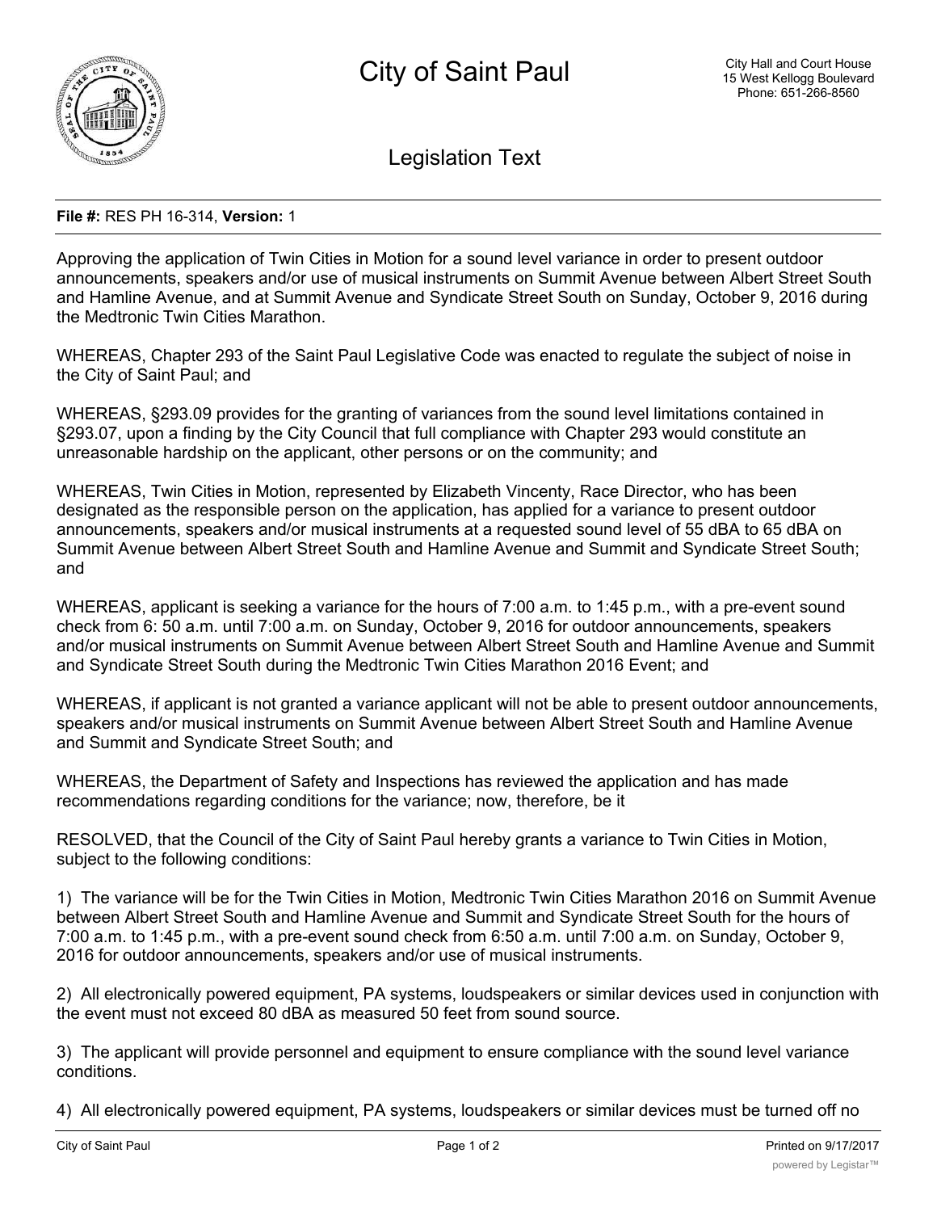# City of Saint Paul

City Hall and Court House
15 West Kellogg Boulevard
Phone: 651-266-8560

## Legislation Text

**File #:** RES PH 16-314, **Version:** 1

Approving the application of Twin Cities in Motion for a sound level variance in order to present outdoor announcements, speakers and/or use of musical instruments on Summit Avenue between Albert Street South and Hamline Avenue, and at Summit Avenue and Syndicate Street South on Sunday, October 9, 2016 during the Medtronic Twin Cities Marathon.

WHEREAS, Chapter 293 of the Saint Paul Legislative Code was enacted to regulate the subject of noise in the City of Saint Paul; and

WHEREAS, §293.09 provides for the granting of variances from the sound level limitations contained in §293.07, upon a finding by the City Council that full compliance with Chapter 293 would constitute an unreasonable hardship on the applicant, other persons or on the community; and

WHEREAS, Twin Cities in Motion, represented by Elizabeth Vincenty, Race Director, who has been designated as the responsible person on the application, has applied for a variance to present outdoor announcements, speakers and/or musical instruments at a requested sound level of 55 dBA to 65 dBA on Summit Avenue between Albert Street South and Hamline Avenue and Summit and Syndicate Street South; and

WHEREAS, applicant is seeking a variance for the hours of 7:00 a.m. to 1:45 p.m., with a pre-event sound check from 6: 50 a.m. until 7:00 a.m. on Sunday, October 9, 2016 for outdoor announcements, speakers and/or musical instruments on Summit Avenue between Albert Street South and Hamline Avenue and Summit and Syndicate Street South during the Medtronic Twin Cities Marathon 2016 Event; and

WHEREAS, if applicant is not granted a variance applicant will not be able to present outdoor announcements, speakers and/or musical instruments on Summit Avenue between Albert Street South and Hamline Avenue and Summit and Syndicate Street South; and

WHEREAS, the Department of Safety and Inspections has reviewed the application and has made recommendations regarding conditions for the variance; now, therefore, be it

RESOLVED, that the Council of the City of Saint Paul hereby grants a variance to Twin Cities in Motion, subject to the following conditions:

1) The variance will be for the Twin Cities in Motion, Medtronic Twin Cities Marathon 2016 on Summit Avenue between Albert Street South and Hamline Avenue and Summit and Syndicate Street South for the hours of 7:00 a.m. to 1:45 p.m., with a pre-event sound check from 6:50 a.m. until 7:00 a.m. on Sunday, October 9, 2016 for outdoor announcements, speakers and/or use of musical instruments.

2) All electronically powered equipment, PA systems, loudspeakers or similar devices used in conjunction with the event must not exceed 80 dBA as measured 50 feet from sound source.

3) The applicant will provide personnel and equipment to ensure compliance with the sound level variance conditions.

4) All electronically powered equipment, PA systems, loudspeakers or similar devices must be turned off no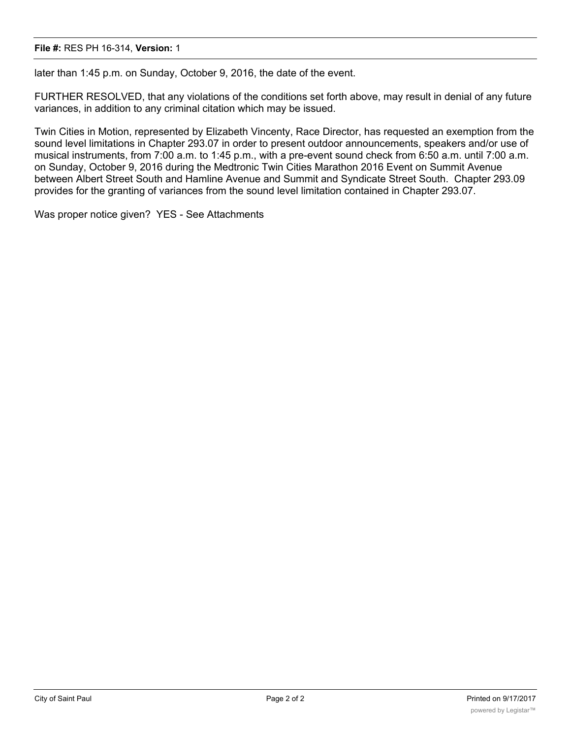later than 1:45 p.m. on Sunday, October 9, 2016, the date of the event.

FURTHER RESOLVED, that any violations of the conditions set forth above, may result in denial of any future variances, in addition to any criminal citation which may be issued.

Twin Cities in Motion, represented by Elizabeth Vincenty, Race Director, has requested an exemption from the sound level limitations in Chapter 293.07 in order to present outdoor announcements, speakers and/or use of musical instruments, from 7:00 a.m. to 1:45 p.m., with a pre-event sound check from 6:50 a.m. until 7:00 a.m. on Sunday, October 9, 2016 during the Medtronic Twin Cities Marathon 2016 Event on Summit Avenue between Albert Street South and Hamline Avenue and Summit and Syndicate Street South. Chapter 293.09 provides for the granting of variances from the sound level limitation contained in Chapter 293.07.

Was proper notice given? YES - See Attachments